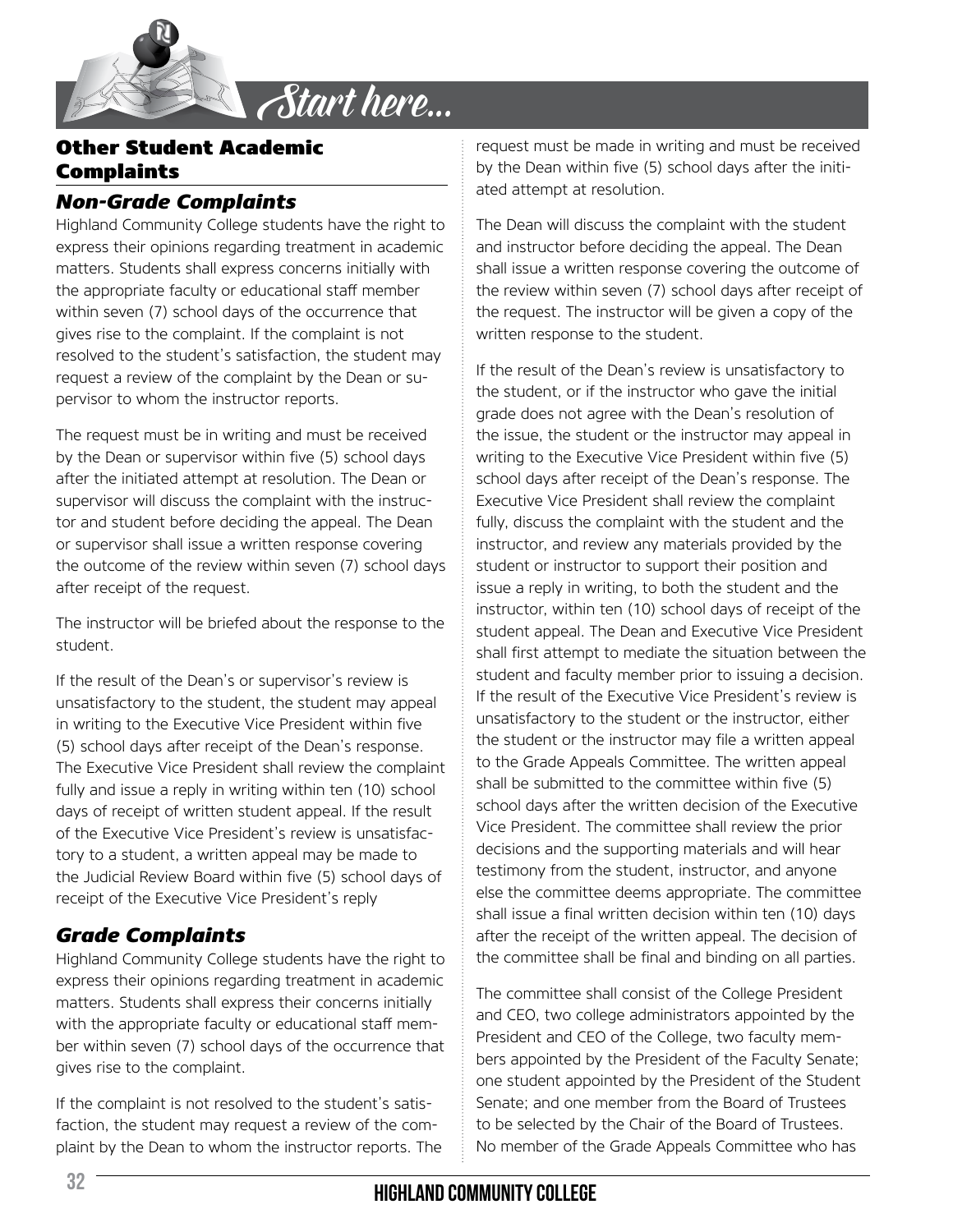## Other Student Academic Complaints

### *Non-Grade Complaints*

Highland Community College students have the right to express their opinions regarding treatment in academic matters. Students shall express concerns initially with the appropriate faculty or educational staff member within seven (7) school days of the occurrence that gives rise to the complaint. If the complaint is not resolved to the student's satisfaction, the student may request a review of the complaint by the Dean or supervisor to whom the instructor reports.

The request must be in writing and must be received by the Dean or supervisor within five (5) school days after the initiated attempt at resolution. The Dean or supervisor will discuss the complaint with the instructor and student before deciding the appeal. The Dean or supervisor shall issue a written response covering the outcome of the review within seven (7) school days after receipt of the request.

The instructor will be briefed about the response to the student.

If the result of the Dean's or supervisor's review is unsatisfactory to the student, the student may appeal in writing to the Executive Vice President within five (5) school days after receipt of the Dean's response. The Executive Vice President shall review the complaint fully and issue a reply in writing within ten (10) school days of receipt of written student appeal. If the result of the Executive Vice President's review is unsatisfactory to a student, a written appeal may be made to the Judicial Review Board within five (5) school days of receipt of the Executive Vice President's reply

### *Grade Complaints*

Highland Community College students have the right to express their opinions regarding treatment in academic matters. Students shall express their concerns initially with the appropriate faculty or educational staff member within seven (7) school days of the occurrence that gives rise to the complaint.

If the complaint is not resolved to the student's satisfaction, the student may request a review of the complaint by the Dean to whom the instructor reports. The request must be made in writing and must be received by the Dean within five (5) school days after the initiated attempt at resolution.

The Dean will discuss the complaint with the student and instructor before deciding the appeal. The Dean shall issue a written response covering the outcome of the review within seven (7) school days after receipt of the request. The instructor will be given a copy of the written response to the student.

If the result of the Dean's review is unsatisfactory to the student, or if the instructor who gave the initial grade does not agree with the Dean's resolution of the issue, the student or the instructor may appeal in writing to the Executive Vice President within five (5) school days after receipt of the Dean's response. The Executive Vice President shall review the complaint fully, discuss the complaint with the student and the instructor, and review any materials provided by the student or instructor to support their position and issue a reply in writing, to both the student and the instructor, within ten (10) school days of receipt of the student appeal. The Dean and Executive Vice President shall first attempt to mediate the situation between the student and faculty member prior to issuing a decision. If the result of the Executive Vice President's review is unsatisfactory to the student or the instructor, either the student or the instructor may file a written appeal to the Grade Appeals Committee. The written appeal shall be submitted to the committee within five (5) school days after the written decision of the Executive Vice President. The committee shall review the prior decisions and the supporting materials and will hear testimony from the student, instructor, and anyone else the committee deems appropriate. The committee shall issue a final written decision within ten (10) days after the receipt of the written appeal. The decision of the committee shall be final and binding on all parties.

The committee shall consist of the College President and CEO, two college administrators appointed by the President and CEO of the College, two faculty members appointed by the President of the Faculty Senate; one student appointed by the President of the Student Senate; and one member from the Board of Trustees to be selected by the Chair of the Board of Trustees. No member of the Grade Appeals Committee who has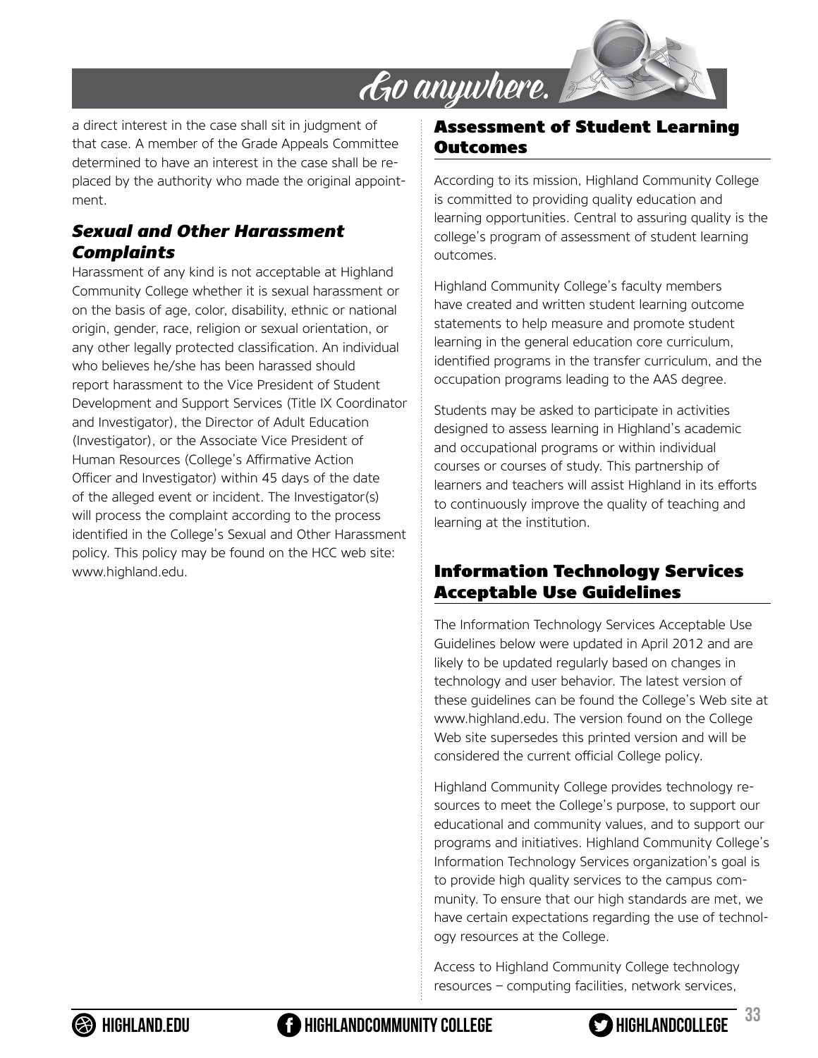a direct interest in the case shall sit in judgment of that case. A member of the Grade Appeals Committee determined to have an interest in the case shall be replaced by the authority who made the original appointment.

### *Sexual and Other Harassment Complaints*

Harassment of any kind is not acceptable at Highland Community College whether it is sexual harassment or on the basis of age, color, disability, ethnic or national origin, gender, race, religion or sexual orientation, or any other legally protected classification. An individual who believes he/she has been harassed should report harassment to the Vice President of Student Development and Support Services (Title IX Coordinator and Investigator), the Director of Adult Education (Investigator), or the Associate Vice President of Human Resources (College's Affirmative Action Officer and Investigator) within 45 days of the date of the alleged event or incident. The Investigator(s) will process the complaint according to the process identified in the College's Sexual and Other Harassment policy. This policy may be found on the HCC web site: www.highland.edu.

## Assessment of Student Learning Outcomes

According to its mission, Highland Community College is committed to providing quality education and learning opportunities. Central to assuring quality is the college's program of assessment of student learning outcomes.

Highland Community College's faculty members have created and written student learning outcome statements to help measure and promote student learning in the general education core curriculum, identified programs in the transfer curriculum, and the occupation programs leading to the AAS degree.

Students may be asked to participate in activities designed to assess learning in Highland's academic and occupational programs or within individual courses or courses of study. This partnership of learners and teachers will assist Highland in its efforts to continuously improve the quality of teaching and learning at the institution.

## Information Technology Services Acceptable Use Guidelines

The Information Technology Services Acceptable Use Guidelines below were updated in April 2012 and are likely to be updated regularly based on changes in technology and user behavior. The latest version of these guidelines can be found the College's Web site at www.highland.edu. The version found on the College Web site supersedes this printed version and will be considered the current official College policy.

Highland Community College provides technology resources to meet the College's purpose, to support our educational and community values, and to support our programs and initiatives. Highland Community College's Information Technology Services organization's goal is to provide high quality services to the campus community. To ensure that our high standards are met, we have certain expectations regarding the use of technology resources at the College.

Access to Highland Community College technology resources – computing facilities, network services,